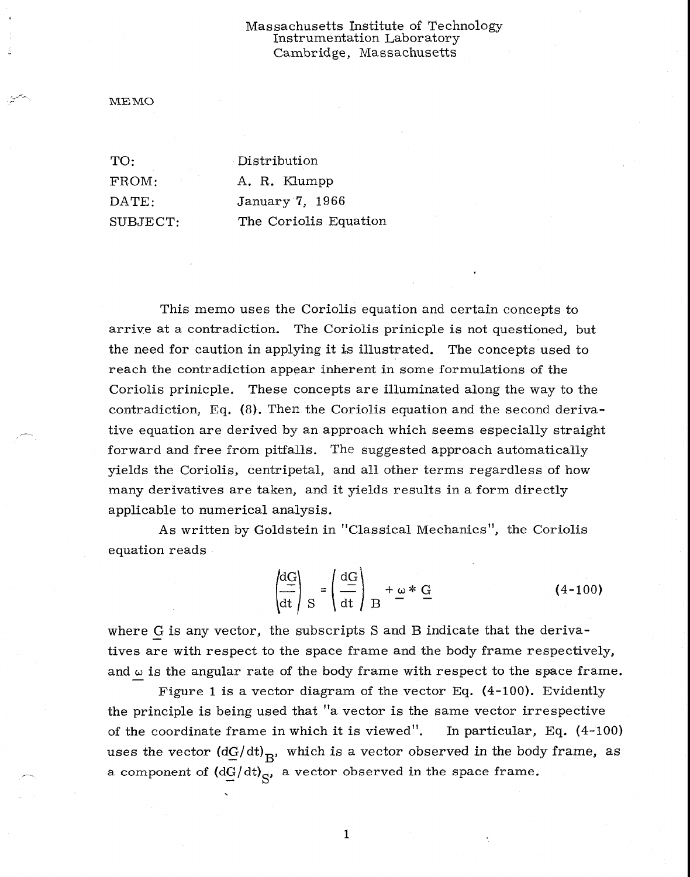Massachusetts Institute of Technology
Instrumentation Laboratory
Cambridge, Massachusetts

MEMO

TO: Distribution

FROM: A. R. Klumpp

DATE: January 7, 1966

SUBJECT: The Coriolis Equation

This memo uses the Coriolis equation and certain concepts to arrive at a contradiction. The Coriolis prinicple is not questioned, but the need for caution in applying it is illustrated. The concepts used to reach the contradiction appear inherent in some formulations of the Coriolis prinicple. These concepts are illuminated along the way to the contradiction, Eq. (8). Then the Coriolis equation and the second derivative equation are derived by an approach which seems especially straight forward and free from pitfalls. The suggested approach automatically yields the Coriolis, centripetal, and all other terms regardless of how many derivatives are taken, and it yields results in a form directly applicable to numerical analysis.

As written by Goldstein in "Classical Mechanics", the Coriolis equation reads

$$\left(\frac{d\underline{G}}{dt}\right)_S = \left(\frac{d\underline{G}}{dt}\right)_B + \underline{\omega} * \underline{G} \tag{4-100}$$

where $\underline{G}$ is any vector, the subscripts S and B indicate that the derivatives are with respect to the space frame and the body frame respectively, and $\underline{\omega}$ is the angular rate of the body frame with respect to the space frame.

Figure 1 is a vector diagram of the vector Eq. (4-100). Evidently the principle is being used that "a vector is the same vector irrespective of the coordinate frame in which it is viewed". In particular, Eq. (4-100) uses the vector $(d\underline{G}/dt)_B$, which is a vector observed in the body frame, as a component of $(d\underline{G}/dt)_S$, a vector observed in the space frame.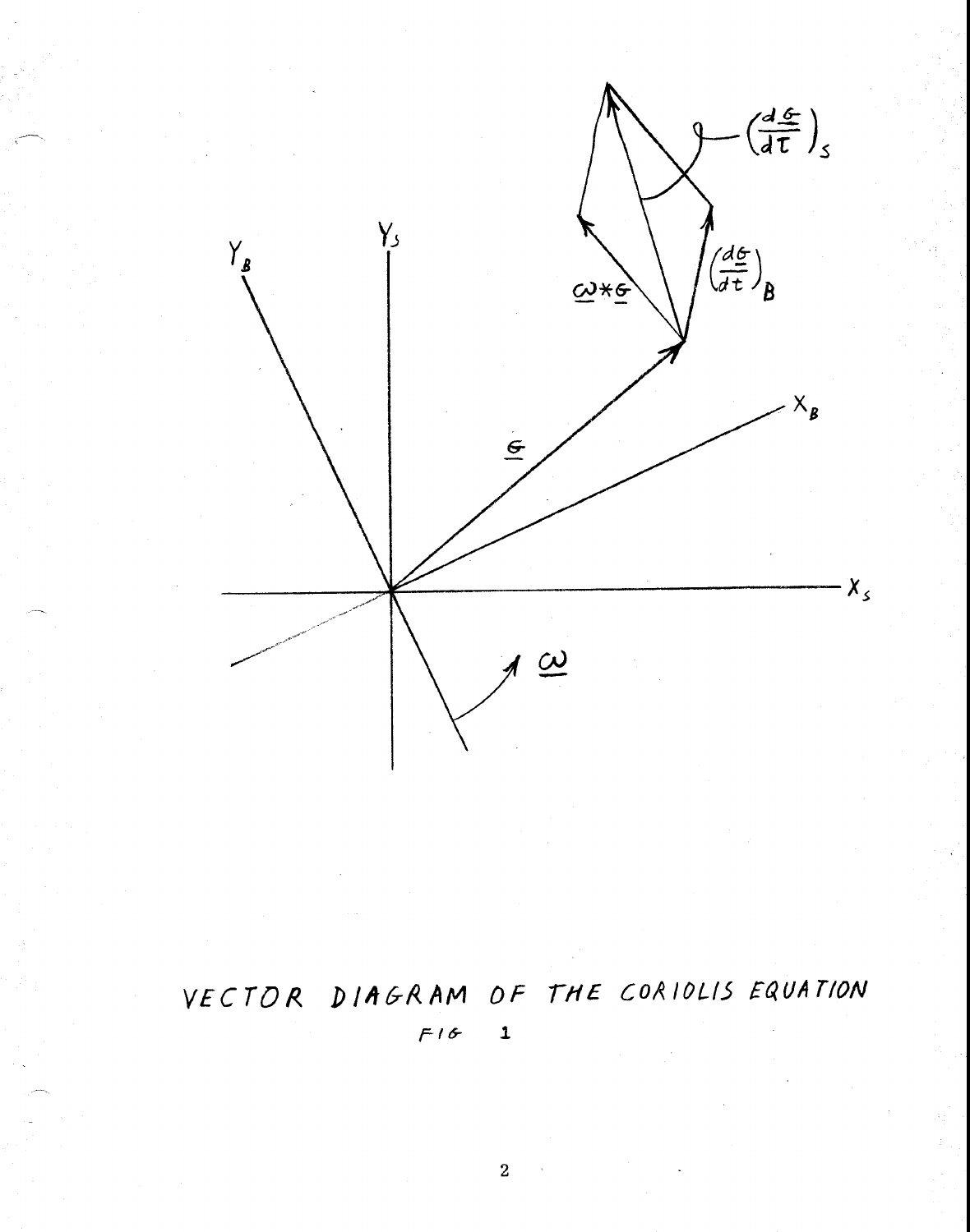VECTOR DIAGRAM OF THE CORIOLIS EQUATION

FIG 1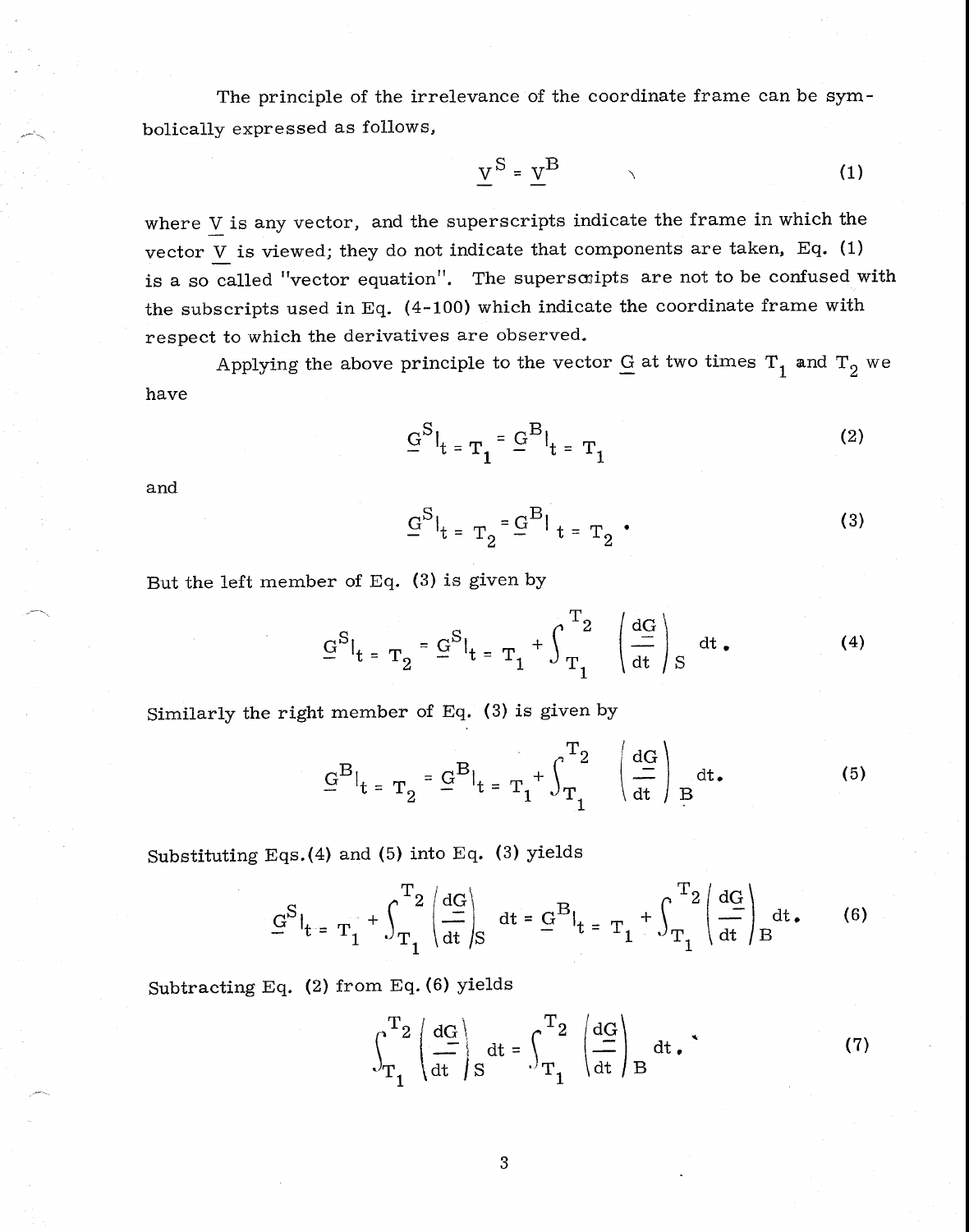The principle of the irrelevance of the coordinate frame can be symbolically expressed as follows,

$$\underline{V}^S = \underline{V}^B \tag{1}$$

where $\underline{V}$ is any vector, and the superscripts indicate the frame in which the vector $\underline{V}$ is viewed; they do not indicate that components are taken, Eq. (1) is a so called "vector equation". The superscripts are not to be confused with the subscripts used in Eq. (4-100) which indicate the coordinate frame with respect to which the derivatives are observed.

Applying the above principle to the vector $\underline{G}$ at two times $T_1$ and $T_2$ we have

$$\underline{G}^S|_{t = T_1} = \underline{G}^B|_{t = T_1} \tag{2}$$

and

$$\underline{G}^S|_{t = T_2} = \underline{G}^B|_{t = T_2} \,. \tag{3}$$

But the left member of Eq. (3) is given by

$$\underline{G}^S|_{t = T_2} = \underline{G}^S|_{t = T_1} + \int_{T_1}^{T_2} \left(\frac{d\underline{G}}{dt}\right)_S dt \,. \tag{4}$$

Similarly the right member of Eq. (3) is given by

$$\underline{G}^B|_{t = T_2} = \underline{G}^B|_{t = T_1} + \int_{T_1}^{T_2} \left(\frac{d\underline{G}}{dt}\right)_B dt. \tag{5}$$

Substituting Eqs.(4) and (5) into Eq. (3) yields

$$\underline{G}^S|_{t = T_1} + \int_{T_1}^{T_2} \left(\frac{d\underline{G}}{dt}\right)_S dt = \underline{G}^B|_{t = T_1} + \int_{T_1}^{T_2} \left(\frac{d\underline{G}}{dt}\right)_B dt. \tag{6}$$

Subtracting Eq. (2) from Eq. (6) yields

$$\int_{T_1}^{T_2} \left(\frac{d\underline{G}}{dt}\right)_S dt = \int_{T_1}^{T_2} \left(\frac{d\underline{G}}{dt}\right)_B dt \,. \tag{7}$$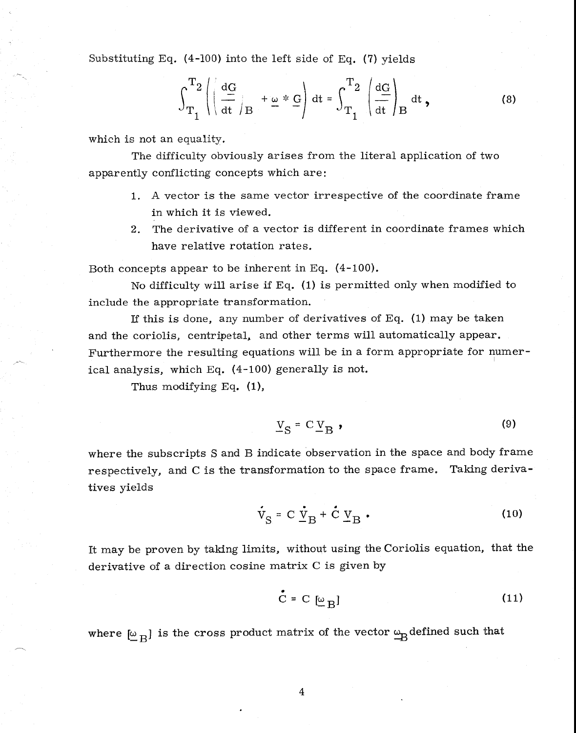Substituting Eq. (4-100) into the left side of Eq. (7) yields

$$\int_{T_1}^{T_2} \left( \left( \frac{d\underline{G}}{dt} \right)_B + \underline{\omega} * \underline{G} \right) dt = \int_{T_1}^{T_2} \left( \frac{d\underline{G}}{dt} \right)_B dt \, , \tag{8}$$

which is not an equality.

The difficulty obviously arises from the literal application of two apparently conflicting concepts which are:

1. A vector is the same vector irrespective of the coordinate frame in which it is viewed.
2. The derivative of a vector is different in coordinate frames which have relative rotation rates.

Both concepts appear to be inherent in Eq. (4-100).

No difficulty will arise if Eq. (1) is permitted only when modified to include the appropriate transformation.

If this is done, any number of derivatives of Eq. (1) may be taken and the coriolis, centripetal, and other terms will automatically appear. Furthermore the resulting equations will be in a form appropriate for numerical analysis, which Eq. (4-100) generally is not.

Thus modifying Eq. (1),

$$\underline{V}_S = C\, \underline{V}_B \, , \tag{9}$$

where the subscripts S and B indicate observation in the space and body frame respectively, and C is the transformation to the space frame. Taking derivatives yields

$$\dot{\underline{V}}_S = C\, \dot{\underline{V}}_B + \dot{C}\, \underline{V}_B \, . \tag{10}$$

It may be proven by taking limits, without using the Coriolis equation, that the derivative of a direction cosine matrix C is given by

$$\dot{C} = C\, [\underline{\omega}_B] \tag{11}$$

where $[\underline{\omega}_B]$ is the cross product matrix of the vector $\underline{\omega}_B$ defined such that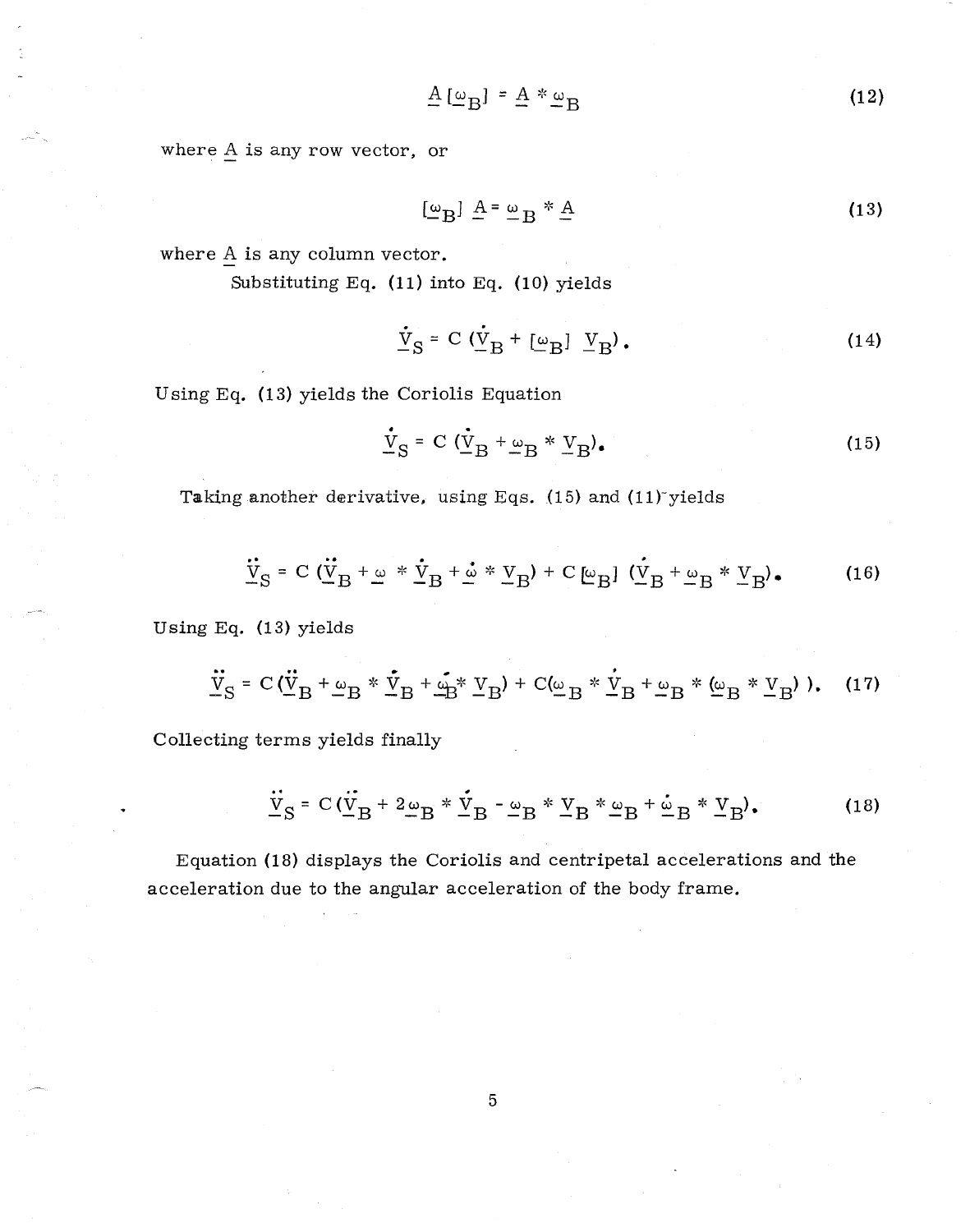$$\underline{A} [\underline{\omega}_B] = \underline{A} * \underline{\omega}_B \tag{12}$$

where $\underline{A}$ is any row vector, or

$$[\underline{\omega}_B] \; \underline{A} = \underline{\omega}_B * \underline{A} \tag{13}$$

where $\underline{A}$ is any column vector.

Substituting Eq. (11) into Eq. (10) yields

$$\dot{\underline{V}}_S = C \, (\dot{\underline{V}}_B + [\underline{\omega}_B] \; \underline{V}_B). \tag{14}$$

Using Eq. (13) yields the Coriolis Equation

$$\dot{\underline{V}}_S = C \, (\dot{\underline{V}}_B + \underline{\omega}_B * \underline{V}_B). \tag{15}$$

Taking another derivative, using Eqs. (15) and (11) yields

$$\ddot{\underline{V}}_S = C \, (\ddot{\underline{V}}_B + \underline{\omega} * \dot{\underline{V}}_B + \dot{\underline{\omega}} * \underline{V}_B) + C \, [\underline{\omega}_B] \; (\dot{\underline{V}}_B + \underline{\omega}_B * \underline{V}_B). \tag{16}$$

Using Eq. (13) yields

$$\ddot{\underline{V}}_S = C \, (\ddot{\underline{V}}_B + \underline{\omega}_B * \dot{\underline{V}}_B + \dot{\underline{\omega}}_B * \underline{V}_B) + C (\underline{\omega}_B * \dot{\underline{V}}_B + \underline{\omega}_B * (\underline{\omega}_B * \underline{V}_B) \,). \tag{17}$$

Collecting terms yields finally

$$\ddot{\underline{V}}_S = C \, (\ddot{\underline{V}}_B + 2 \underline{\omega}_B * \dot{\underline{V}}_B - \underline{\omega}_B * \underline{V}_B * \underline{\omega}_B + \dot{\underline{\omega}}_B * \underline{V}_B). \tag{18}$$

Equation (18) displays the Coriolis and centripetal accelerations and the acceleration due to the angular acceleration of the body frame.